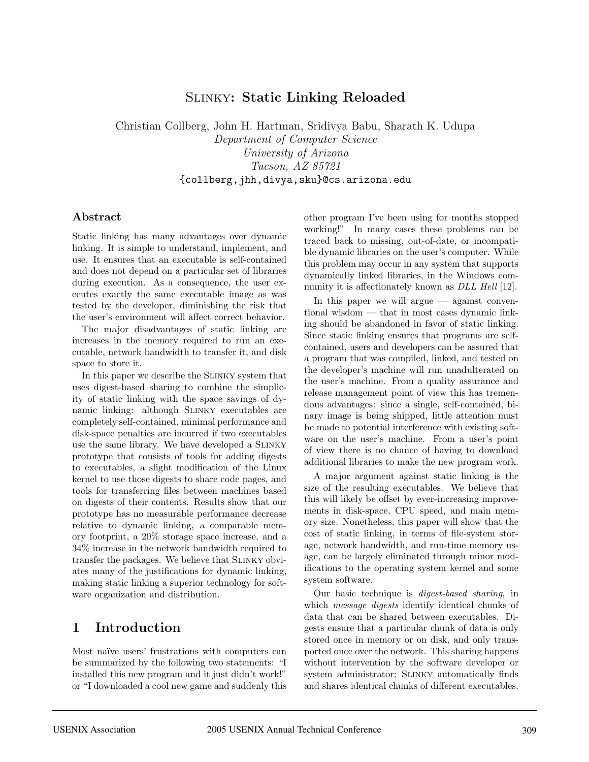# SLINKY: Static Linking Reloaded

Christian Collberg, John H. Hartman, Sridivya Babu, Sharath K. Udupa
*Department of Computer Science*
*University of Arizona*
*Tucson, AZ 85721*
{collberg,jhh,divya,sku}@cs.arizona.edu

## Abstract

Static linking has many advantages over dynamic linking. It is simple to understand, implement, and use. It ensures that an executable is self-contained and does not depend on a particular set of libraries during execution. As a consequence, the user executes exactly the same executable image as was tested by the developer, diminishing the risk that the user's environment will affect correct behavior.

The major disadvantages of static linking are increases in the memory required to run an executable, network bandwidth to transfer it, and disk space to store it.

In this paper we describe the SLINKY system that uses digest-based sharing to combine the simplicity of static linking with the space savings of dynamic linking: although SLINKY executables are completely self-contained, minimal performance and disk-space penalties are incurred if two executables use the same library. We have developed a SLINKY prototype that consists of tools for adding digests to executables, a slight modification of the Linux kernel to use those digests to share code pages, and tools for transferring files between machines based on digests of their contents. Results show that our prototype has no measurable performance decrease relative to dynamic linking, a comparable memory footprint, a 20% storage space increase, and a 34% increase in the network bandwidth required to transfer the packages. We believe that SLINKY obviates many of the justifications for dynamic linking, making static linking a superior technology for software organization and distribution.

## 1 Introduction

Most naïve users' frustrations with computers can be summarized by the following two statements: "I installed this new program and it just didn't work!" or "I downloaded a cool new game and suddenly this other program I've been using for months stopped working!" In many cases these problems can be traced back to missing, out-of-date, or incompatible dynamic libraries on the user's computer. While this problem may occur in any system that supports dynamically linked libraries, in the Windows community it is affectionately known as *DLL Hell* [12].

In this paper we will argue — against conventional wisdom — that in most cases dynamic linking should be abandoned in favor of static linking. Since static linking ensures that programs are self-contained, users and developers can be assured that a program that was compiled, linked, and tested on the developer's machine will run unadulterated on the user's machine. From a quality assurance and release management point of view this has tremendous advantages: since a single, self-contained, binary image is being shipped, little attention must be made to potential interference with existing software on the user's machine. From a user's point of view there is no chance of having to download additional libraries to make the new program work.

A major argument against static linking is the size of the resulting executables. We believe that this will likely be offset by ever-increasing improvements in disk-space, CPU speed, and main memory size. Nonetheless, this paper will show that the cost of static linking, in terms of file-system storage, network bandwidth, and run-time memory usage, can be largely eliminated through minor modifications to the operating system kernel and some system software.

Our basic technique is *digest-based sharing*, in which *message digests* identify identical chunks of data that can be shared between executables. Digests ensure that a particular chunk of data is only stored once in memory or on disk, and only transported once over the network. This sharing happens without intervention by the software developer or system administrator; SLINKY automatically finds and shares identical chunks of different executables.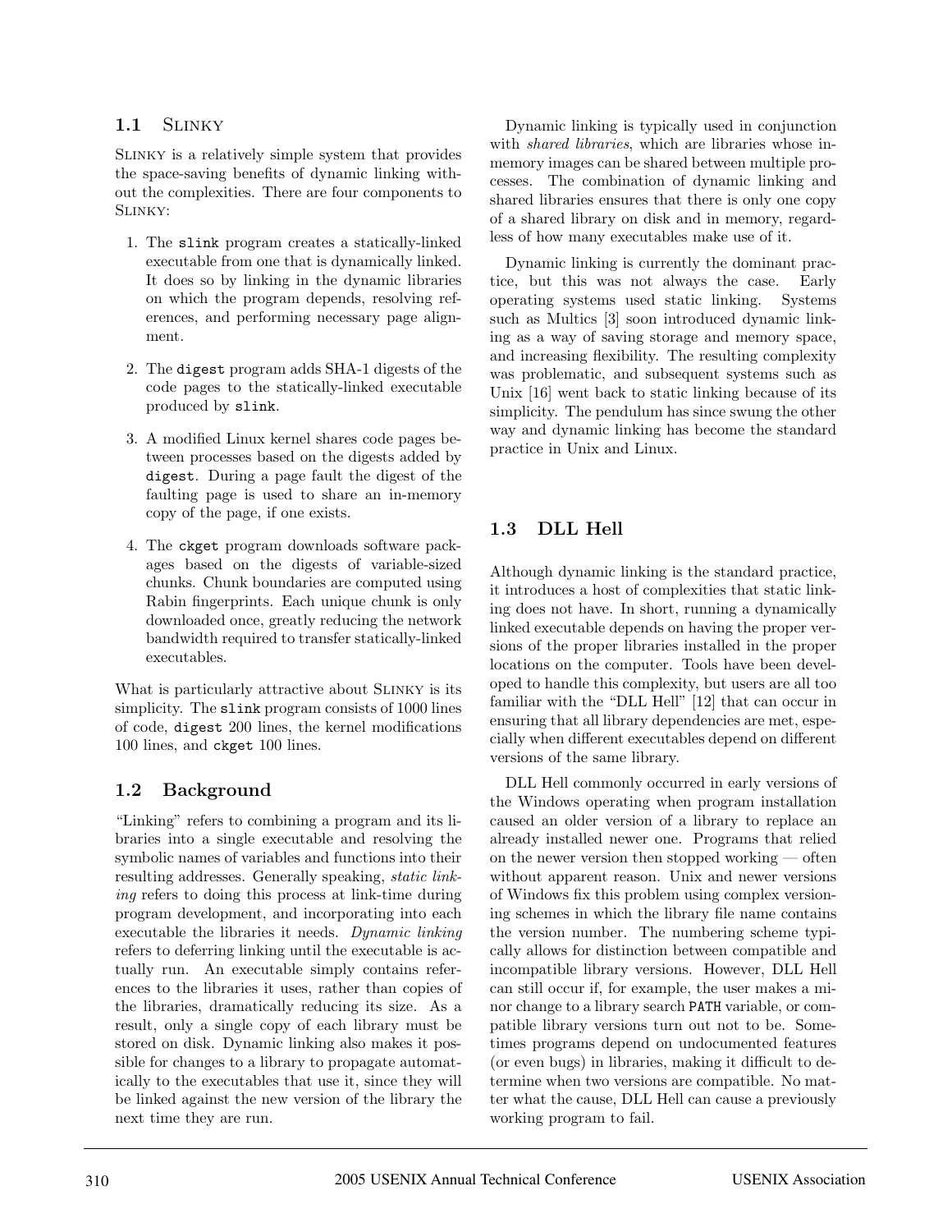## 1.1 Slinky

Slinky is a relatively simple system that provides the space-saving benefits of dynamic linking without the complexities. There are four components to Slinky:

1. The `slink` program creates a statically-linked executable from one that is dynamically linked. It does so by linking in the dynamic libraries on which the program depends, resolving references, and performing necessary page alignment.

2. The `digest` program adds SHA-1 digests of the code pages to the statically-linked executable produced by `slink`.

3. A modified Linux kernel shares code pages between processes based on the digests added by `digest`. During a page fault the digest of the faulting page is used to share an in-memory copy of the page, if one exists.

4. The `ckget` program downloads software packages based on the digests of variable-sized chunks. Chunk boundaries are computed using Rabin fingerprints. Each unique chunk is only downloaded once, greatly reducing the network bandwidth required to transfer statically-linked executables.

What is particularly attractive about Slinky is its simplicity. The `slink` program consists of 1000 lines of code, `digest` 200 lines, the kernel modifications 100 lines, and `ckget` 100 lines.

## 1.2 Background

"Linking" refers to combining a program and its libraries into a single executable and resolving the symbolic names of variables and functions into their resulting addresses. Generally speaking, *static linking* refers to doing this process at link-time during program development, and incorporating into each executable the libraries it needs. *Dynamic linking* refers to deferring linking until the executable is actually run. An executable simply contains references to the libraries it uses, rather than copies of the libraries, dramatically reducing its size. As a result, only a single copy of each library must be stored on disk. Dynamic linking also makes it possible for changes to a library to propagate automatically to the executables that use it, since they will be linked against the new version of the library the next time they are run.

Dynamic linking is typically used in conjunction with *shared libraries*, which are libraries whose in-memory images can be shared between multiple processes. The combination of dynamic linking and shared libraries ensures that there is only one copy of a shared library on disk and in memory, regardless of how many executables make use of it.

Dynamic linking is currently the dominant practice, but this was not always the case. Early operating systems used static linking. Systems such as Multics [3] soon introduced dynamic linking as a way of saving storage and memory space, and increasing flexibility. The resulting complexity was problematic, and subsequent systems such as Unix [16] went back to static linking because of its simplicity. The pendulum has since swung the other way and dynamic linking has become the standard practice in Unix and Linux.

## 1.3 DLL Hell

Although dynamic linking is the standard practice, it introduces a host of complexities that static linking does not have. In short, running a dynamically linked executable depends on having the proper versions of the proper libraries installed in the proper locations on the computer. Tools have been developed to handle this complexity, but users are all too familiar with the "DLL Hell" [12] that can occur in ensuring that all library dependencies are met, especially when different executables depend on different versions of the same library.

DLL Hell commonly occurred in early versions of the Windows operating when program installation caused an older version of a library to replace an already installed newer one. Programs that relied on the newer version then stopped working — often without apparent reason. Unix and newer versions of Windows fix this problem using complex versioning schemes in which the library file name contains the version number. The numbering scheme typically allows for distinction between compatible and incompatible library versions. However, DLL Hell can still occur if, for example, the user makes a minor change to a library search `PATH` variable, or compatible library versions turn out not to be. Sometimes programs depend on undocumented features (or even bugs) in libraries, making it difficult to determine when two versions are compatible. No matter what the cause, DLL Hell can cause a previously working program to fail.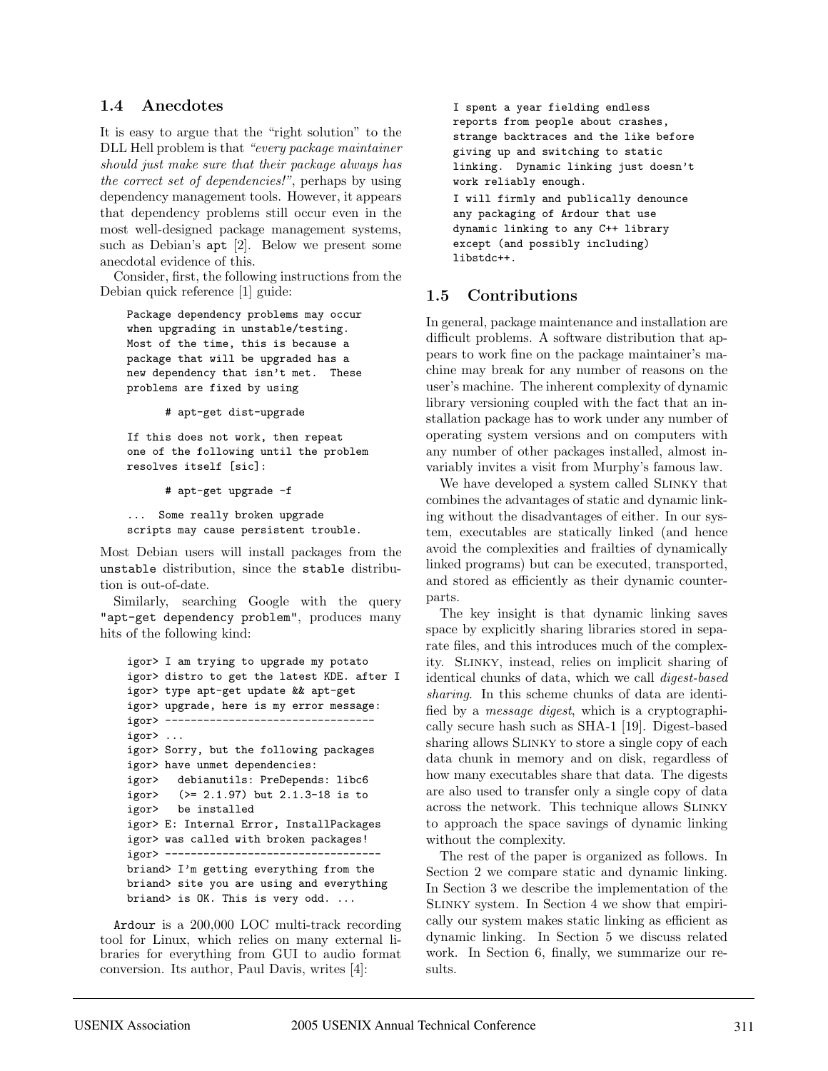### 1.4 Anecdotes

It is easy to argue that the "right solution" to the DLL Hell problem is that *"every package maintainer should just make sure that their package always has the correct set of dependencies!"*, perhaps by using dependency management tools. However, it appears that dependency problems still occur even in the most well-designed package management systems, such as Debian's `apt` [2]. Below we present some anecdotal evidence of this.

Consider, first, the following instructions from the Debian quick reference [1] guide:

```
Package dependency problems may occur
when upgrading in unstable/testing.
Most of the time, this is because a
package that will be upgraded has a
new dependency that isn't met.  These
problems are fixed by using

      # apt-get dist-upgrade

If this does not work, then repeat
one of the following until the problem
resolves itself [sic]:

      # apt-get upgrade -f

...  Some really broken upgrade
scripts may cause persistent trouble.
```

Most Debian users will install packages from the `unstable` distribution, since the `stable` distribution is out-of-date.

Similarly, searching Google with the query `"apt-get dependency problem"`, produces many hits of the following kind:

```
igor> I am trying to upgrade my potato
igor> distro to get the latest KDE. after I
igor> type apt-get update && apt-get
igor> upgrade, here is my error message:
igor> ---------------------------------
igor> ...
igor> Sorry, but the following packages
igor> have unmet dependencies:
igor>   debianutils: PreDepends: libc6
igor>   (>= 2.1.97) but 2.1.3-18 is to
igor>   be installed
igor> E: Internal Error, InstallPackages
igor> was called with broken packages!
igor> ----------------------------------
briand> I'm getting everything from the
briand> site you are using and everything
briand> is OK. This is very odd. ...
```

`Ardour` is a 200,000 LOC multi-track recording tool for Linux, which relies on many external libraries for everything from GUI to audio format conversion. Its author, Paul Davis, writes [4]:

```
I spent a year fielding endless
reports from people about crashes,
strange backtraces and the like before
giving up and switching to static
linking.  Dynamic linking just doesn't
work reliably enough.

I will firmly and publically denounce
any packaging of Ardour that use
dynamic linking to any C++ library
except (and possibly including)
libstdc++.
```

### 1.5 Contributions

In general, package maintenance and installation are difficult problems. A software distribution that appears to work fine on the package maintainer's machine may break for any number of reasons on the user's machine. The inherent complexity of dynamic library versioning coupled with the fact that an installation package has to work under any number of operating system versions and on computers with any number of other packages installed, almost invariably invites a visit from Murphy's famous law.

We have developed a system called Slinky that combines the advantages of static and dynamic linking without the disadvantages of either. In our system, executables are statically linked (and hence avoid the complexities and frailties of dynamically linked programs) but can be executed, transported, and stored as efficiently as their dynamic counterparts.

The key insight is that dynamic linking saves space by explicitly sharing libraries stored in separate files, and this introduces much of the complexity. Slinky, instead, relies on implicit sharing of identical chunks of data, which we call *digest-based sharing*. In this scheme chunks of data are identified by a *message digest*, which is a cryptographically secure hash such as SHA-1 [19]. Digest-based sharing allows Slinky to store a single copy of each data chunk in memory and on disk, regardless of how many executables share that data. The digests are also used to transfer only a single copy of data across the network. This technique allows Slinky to approach the space savings of dynamic linking without the complexity.

The rest of the paper is organized as follows. In Section 2 we compare static and dynamic linking. In Section 3 we describe the implementation of the Slinky system. In Section 4 we show that empirically our system makes static linking as efficient as dynamic linking. In Section 5 we discuss related work. In Section 6, finally, we summarize our results.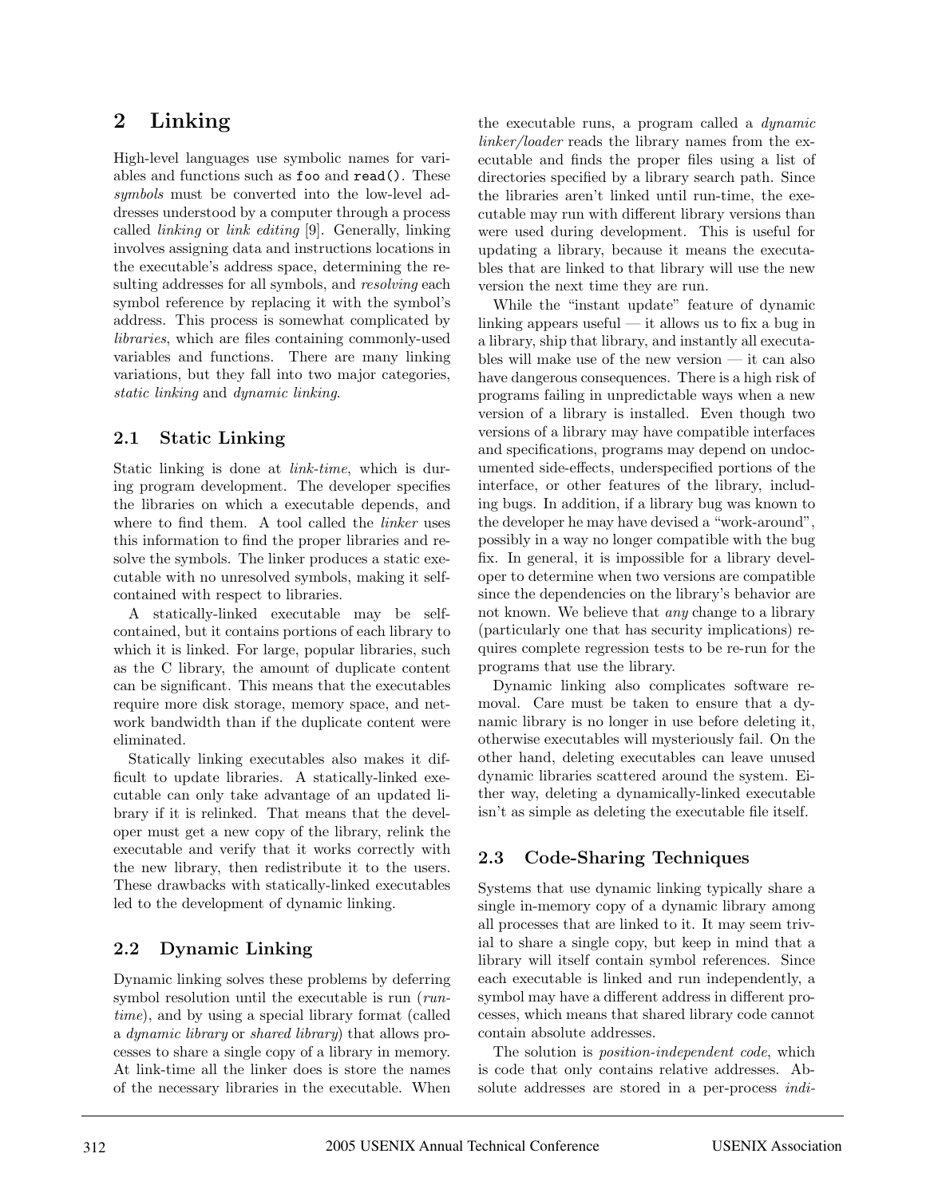## 2 Linking

High-level languages use symbolic names for variables and functions such as `foo` and `read()`. These *symbols* must be converted into the low-level addresses understood by a computer through a process called *linking* or *link editing* [9]. Generally, linking involves assigning data and instructions locations in the executable's address space, determining the resulting addresses for all symbols, and *resolving* each symbol reference by replacing it with the symbol's address. This process is somewhat complicated by *libraries*, which are files containing commonly-used variables and functions. There are many linking variations, but they fall into two major categories, *static linking* and *dynamic linking*.

### 2.1 Static Linking

Static linking is done at *link-time*, which is during program development. The developer specifies the libraries on which a executable depends, and where to find them. A tool called the *linker* uses this information to find the proper libraries and resolve the symbols. The linker produces a static executable with no unresolved symbols, making it self-contained with respect to libraries.

A statically-linked executable may be self-contained, but it contains portions of each library to which it is linked. For large, popular libraries, such as the C library, the amount of duplicate content can be significant. This means that the executables require more disk storage, memory space, and network bandwidth than if the duplicate content were eliminated.

Statically linking executables also makes it difficult to update libraries. A statically-linked executable can only take advantage of an updated library if it is relinked. That means that the developer must get a new copy of the library, relink the executable and verify that it works correctly with the new library, then redistribute it to the users. These drawbacks with statically-linked executables led to the development of dynamic linking.

### 2.2 Dynamic Linking

Dynamic linking solves these problems by deferring symbol resolution until the executable is run (*run-time*), and by using a special library format (called a *dynamic library* or *shared library*) that allows processes to share a single copy of a library in memory. At link-time all the linker does is store the names of the necessary libraries in the executable. When the executable runs, a program called a *dynamic linker/loader* reads the library names from the executable and finds the proper files using a list of directories specified by a library search path. Since the libraries aren't linked until run-time, the executable may run with different library versions than were used during development. This is useful for updating a library, because it means the executables that are linked to that library will use the new version the next time they are run.

While the "instant update" feature of dynamic linking appears useful — it allows us to fix a bug in a library, ship that library, and instantly all executables will make use of the new version — it can also have dangerous consequences. There is a high risk of programs failing in unpredictable ways when a new version of a library is installed. Even though two versions of a library may have compatible interfaces and specifications, programs may depend on undocumented side-effects, underspecified portions of the interface, or other features of the library, including bugs. In addition, if a library bug was known to the developer he may have devised a "work-around", possibly in a way no longer compatible with the bug fix. In general, it is impossible for a library developer to determine when two versions are compatible since the dependencies on the library's behavior are not known. We believe that *any* change to a library (particularly one that has security implications) requires complete regression tests to be re-run for the programs that use the library.

Dynamic linking also complicates software removal. Care must be taken to ensure that a dynamic library is no longer in use before deleting it, otherwise executables will mysteriously fail. On the other hand, deleting executables can leave unused dynamic libraries scattered around the system. Either way, deleting a dynamically-linked executable isn't as simple as deleting the executable file itself.

### 2.3 Code-Sharing Techniques

Systems that use dynamic linking typically share a single in-memory copy of a dynamic library among all processes that are linked to it. It may seem trivial to share a single copy, but keep in mind that a library will itself contain symbol references. Since each executable is linked and run independently, a symbol may have a different address in different processes, which means that shared library code cannot contain absolute addresses.

The solution is *position-independent code*, which is code that only contains relative addresses. Absolute addresses are stored in a per-process *indi-*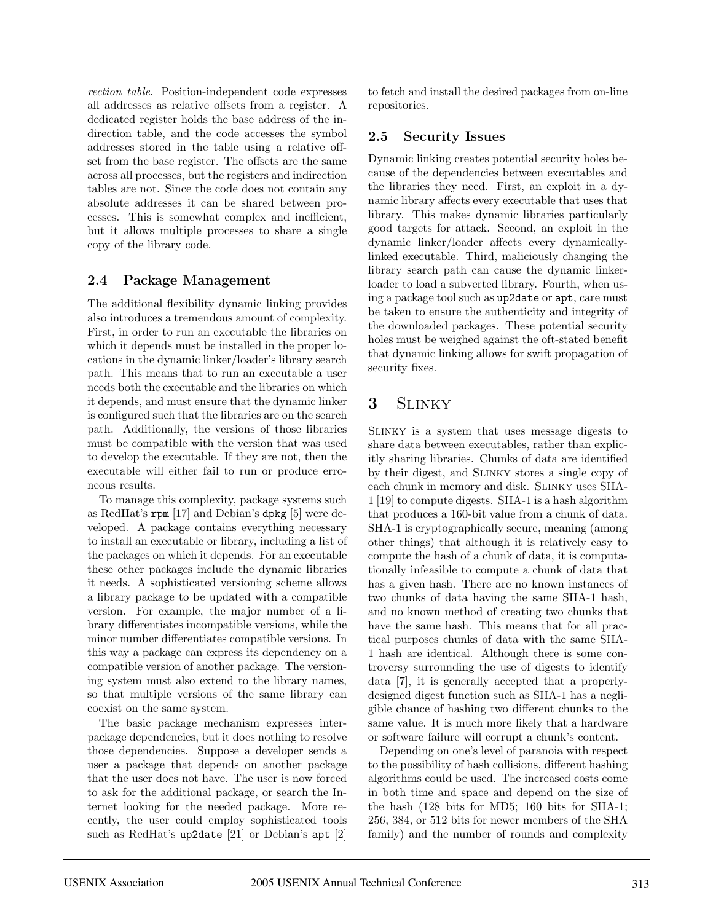*rection table*. Position-independent code expresses all addresses as relative offsets from a register. A dedicated register holds the base address of the indirection table, and the code accesses the symbol addresses stored in the table using a relative offset from the base register. The offsets are the same across all processes, but the registers and indirection tables are not. Since the code does not contain any absolute addresses it can be shared between processes. This is somewhat complex and inefficient, but it allows multiple processes to share a single copy of the library code.

### 2.4 Package Management

The additional flexibility dynamic linking provides also introduces a tremendous amount of complexity. First, in order to run an executable the libraries on which it depends must be installed in the proper locations in the dynamic linker/loader's library search path. This means that to run an executable a user needs both the executable and the libraries on which it depends, and must ensure that the dynamic linker is configured such that the libraries are on the search path. Additionally, the versions of those libraries must be compatible with the version that was used to develop the executable. If they are not, then the executable will either fail to run or produce erroneous results.

To manage this complexity, package systems such as RedHat's `rpm` [17] and Debian's `dpkg` [5] were developed. A package contains everything necessary to install an executable or library, including a list of the packages on which it depends. For an executable these other packages include the dynamic libraries it needs. A sophisticated versioning scheme allows a library package to be updated with a compatible version. For example, the major number of a library differentiates incompatible versions, while the minor number differentiates compatible versions. In this way a package can express its dependency on a compatible version of another package. The versioning system must also extend to the library names, so that multiple versions of the same library can coexist on the same system.

The basic package mechanism expresses inter-package dependencies, but it does nothing to resolve those dependencies. Suppose a developer sends a user a package that depends on another package that the user does not have. The user is now forced to ask for the additional package, or search the Internet looking for the needed package. More recently, the user could employ sophisticated tools such as RedHat's `up2date` [21] or Debian's `apt` [2] to fetch and install the desired packages from on-line repositories.

### 2.5 Security Issues

Dynamic linking creates potential security holes because of the dependencies between executables and the libraries they need. First, an exploit in a dynamic library affects every executable that uses that library. This makes dynamic libraries particularly good targets for attack. Second, an exploit in the dynamic linker/loader affects every dynamically-linked executable. Third, maliciously changing the library search path can cause the dynamic linker-loader to load a subverted library. Fourth, when using a package tool such as `up2date` or `apt`, care must be taken to ensure the authenticity and integrity of the downloaded packages. These potential security holes must be weighed against the oft-stated benefit that dynamic linking allows for swift propagation of security fixes.

## 3 Slinky

Slinky is a system that uses message digests to share data between executables, rather than explicitly sharing libraries. Chunks of data are identified by their digest, and Slinky stores a single copy of each chunk in memory and disk. Slinky uses SHA-1 [19] to compute digests. SHA-1 is a hash algorithm that produces a 160-bit value from a chunk of data. SHA-1 is cryptographically secure, meaning (among other things) that although it is relatively easy to compute the hash of a chunk of data, it is computationally infeasible to compute a chunk of data that has a given hash. There are no known instances of two chunks of data having the same SHA-1 hash, and no known method of creating two chunks that have the same hash. This means that for all practical purposes chunks of data with the same SHA-1 hash are identical. Although there is some controversy surrounding the use of digests to identify data [7], it is generally accepted that a properly-designed digest function such as SHA-1 has a negligible chance of hashing two different chunks to the same value. It is much more likely that a hardware or software failure will corrupt a chunk's content.

Depending on one's level of paranoia with respect to the possibility of hash collisions, different hashing algorithms could be used. The increased costs come in both time and space and depend on the size of the hash (128 bits for MD5; 160 bits for SHA-1; 256, 384, or 512 bits for newer members of the SHA family) and the number of rounds and complexity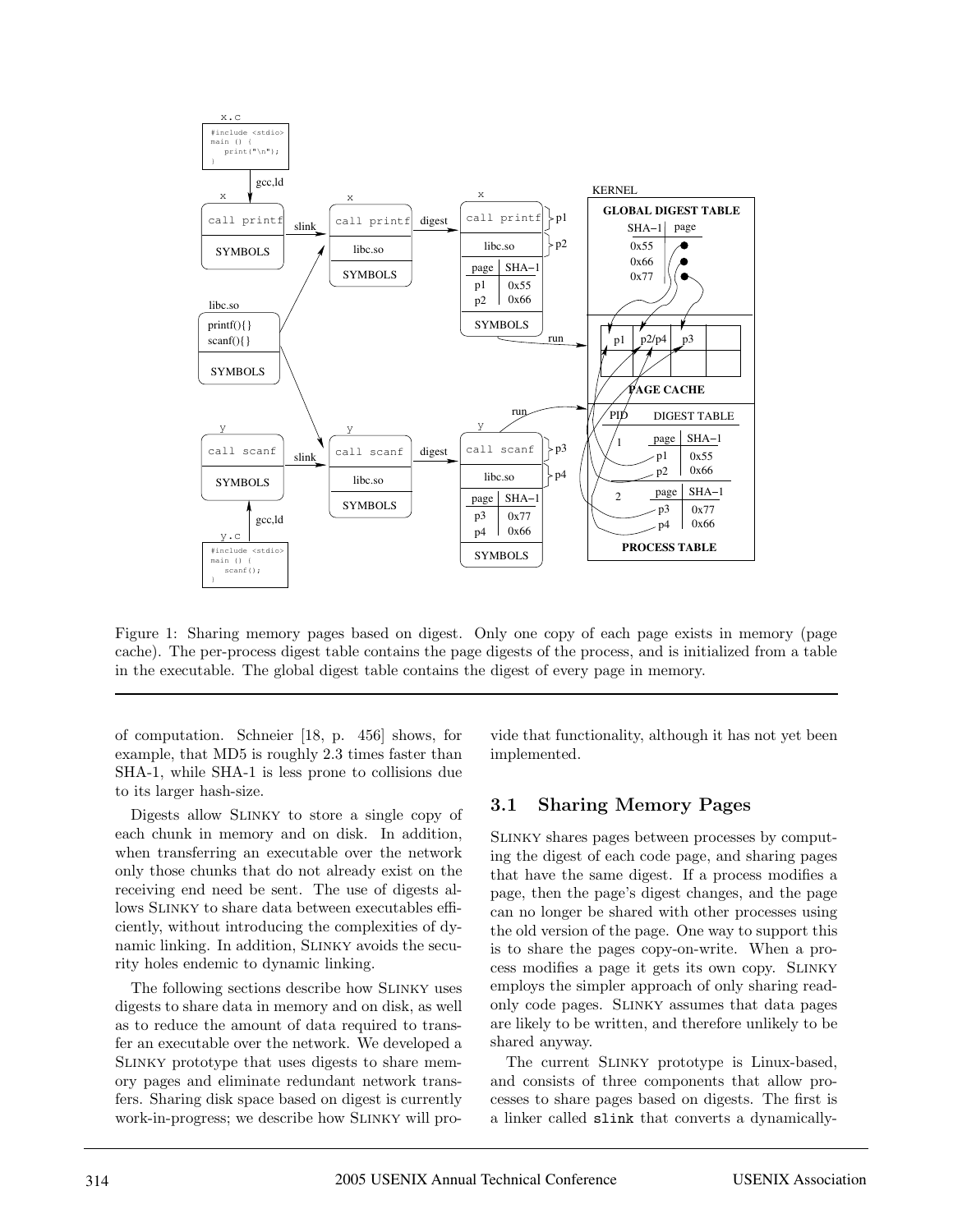Figure 1: Sharing memory pages based on digest. Only one copy of each page exists in memory (page cache). The per-process digest table contains the page digests of the process, and is initialized from a table in the executable. The global digest table contains the digest of every page in memory.

of computation. Schneier [18, p. 456] shows, for example, that MD5 is roughly 2.3 times faster than SHA-1, while SHA-1 is less prone to collisions due to its larger hash-size.

Digests allow Slinky to store a single copy of each chunk in memory and on disk. In addition, when transferring an executable over the network only those chunks that do not already exist on the receiving end need be sent. The use of digests allows Slinky to share data between executables efficiently, without introducing the complexities of dynamic linking. In addition, Slinky avoids the security holes endemic to dynamic linking.

The following sections describe how Slinky uses digests to share data in memory and on disk, as well as to reduce the amount of data required to transfer an executable over the network. We developed a Slinky prototype that uses digests to share memory pages and eliminate redundant network transfers. Sharing disk space based on digest is currently work-in-progress; we describe how Slinky will provide that functionality, although it has not yet been implemented.

## 3.1 Sharing Memory Pages

Slinky shares pages between processes by computing the digest of each code page, and sharing pages that have the same digest. If a process modifies a page, then the page's digest changes, and the page can no longer be shared with other processes using the old version of the page. One way to support this is to share the pages copy-on-write. When a process modifies a page it gets its own copy. Slinky employs the simpler approach of only sharing read-only code pages. Slinky assumes that data pages are likely to be written, and therefore unlikely to be shared anyway.

The current Slinky prototype is Linux-based, and consists of three components that allow processes to share pages based on digests. The first is a linker called `slink` that converts a dynamically-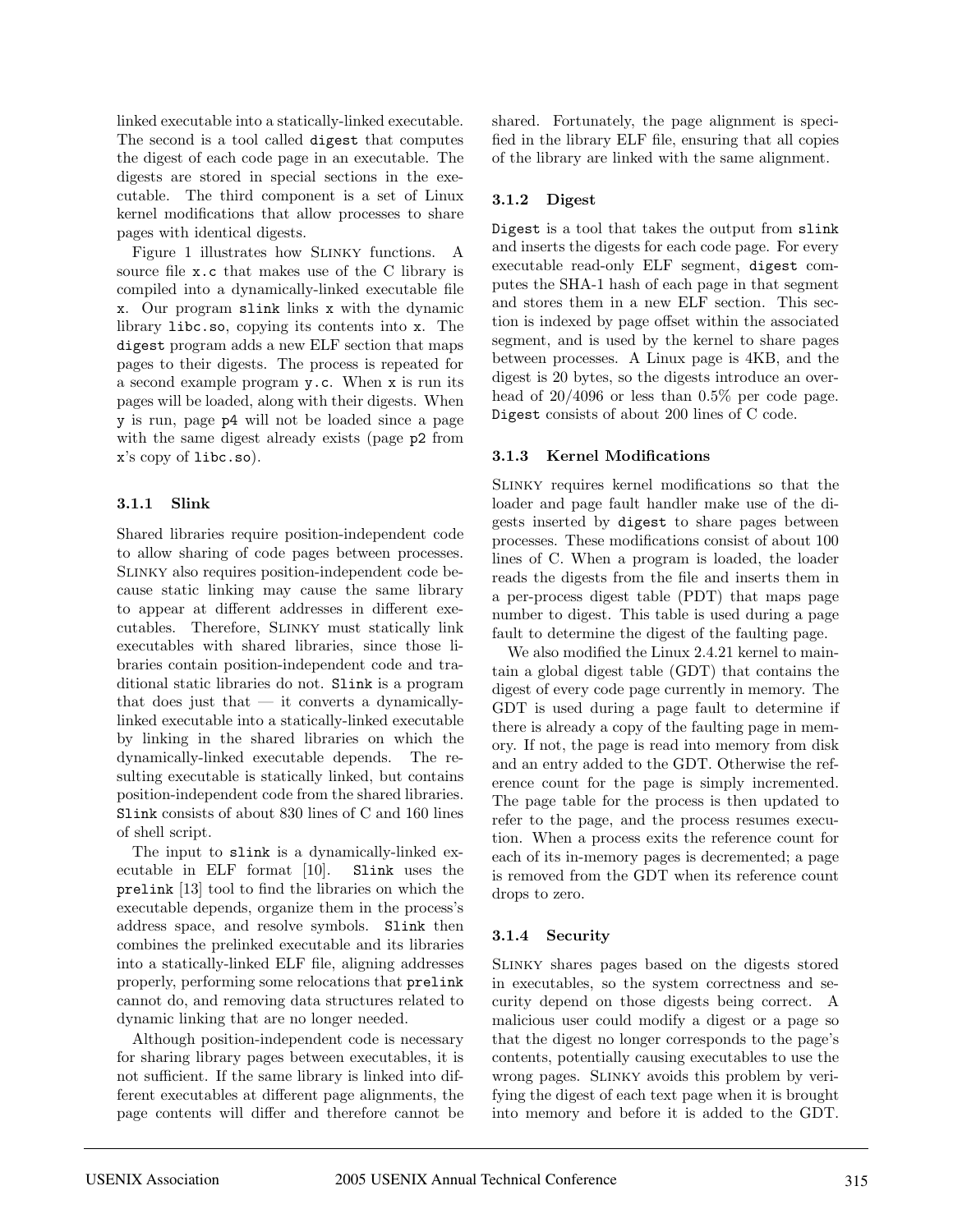linked executable into a statically-linked executable. The second is a tool called `digest` that computes the digest of each code page in an executable. The digests are stored in special sections in the executable. The third component is a set of Linux kernel modifications that allow processes to share pages with identical digests.

Figure 1 illustrates how Slinky functions. A source file `x.c` that makes use of the C library is compiled into a dynamically-linked executable file `x`. Our program `slink` links `x` with the dynamic library `libc.so`, copying its contents into `x`. The `digest` program adds a new ELF section that maps pages to their digests. The process is repeated for a second example program `y.c`. When `x` is run its pages will be loaded, along with their digests. When `y` is run, page `p4` will not be loaded since a page with the same digest already exists (page `p2` from `x`'s copy of `libc.so`).

### 3.1.1 Slink

Shared libraries require position-independent code to allow sharing of code pages between processes. Slinky also requires position-independent code because static linking may cause the same library to appear at different addresses in different executables. Therefore, Slinky must statically link executables with shared libraries, since those libraries contain position-independent code and traditional static libraries do not. `Slink` is a program that does just that — it converts a dynamically-linked executable into a statically-linked executable by linking in the shared libraries on which the dynamically-linked executable depends. The resulting executable is statically linked, but contains position-independent code from the shared libraries. `Slink` consists of about 830 lines of C and 160 lines of shell script.

The input to `slink` is a dynamically-linked executable in ELF format [10]. `Slink` uses the `prelink` [13] tool to find the libraries on which the executable depends, organize them in the process's address space, and resolve symbols. `Slink` then combines the prelinked executable and its libraries into a statically-linked ELF file, aligning addresses properly, performing some relocations that `prelink` cannot do, and removing data structures related to dynamic linking that are no longer needed.

Although position-independent code is necessary for sharing library pages between executables, it is not sufficient. If the same library is linked into different executables at different page alignments, the page contents will differ and therefore cannot be shared. Fortunately, the page alignment is specified in the library ELF file, ensuring that all copies of the library are linked with the same alignment.

### 3.1.2 Digest

`Digest` is a tool that takes the output from `slink` and inserts the digests for each code page. For every executable read-only ELF segment, `digest` computes the SHA-1 hash of each page in that segment and stores them in a new ELF section. This section is indexed by page offset within the associated segment, and is used by the kernel to share pages between processes. A Linux page is 4KB, and the digest is 20 bytes, so the digests introduce an overhead of 20/4096 or less than 0.5% per code page. `Digest` consists of about 200 lines of C code.

### 3.1.3 Kernel Modifications

Slinky requires kernel modifications so that the loader and page fault handler make use of the digests inserted by `digest` to share pages between processes. These modifications consist of about 100 lines of C. When a program is loaded, the loader reads the digests from the file and inserts them in a per-process digest table (PDT) that maps page number to digest. This table is used during a page fault to determine the digest of the faulting page.

We also modified the Linux 2.4.21 kernel to maintain a global digest table (GDT) that contains the digest of every code page currently in memory. The GDT is used during a page fault to determine if there is already a copy of the faulting page in memory. If not, the page is read into memory from disk and an entry added to the GDT. Otherwise the reference count for the page is simply incremented. The page table for the process is then updated to refer to the page, and the process resumes execution. When a process exits the reference count for each of its in-memory pages is decremented; a page is removed from the GDT when its reference count drops to zero.

### 3.1.4 Security

Slinky shares pages based on the digests stored in executables, so the system correctness and security depend on those digests being correct. A malicious user could modify a digest or a page so that the digest no longer corresponds to the page's contents, potentially causing executables to use the wrong pages. Slinky avoids this problem by verifying the digest of each text page when it is brought into memory and before it is added to the GDT.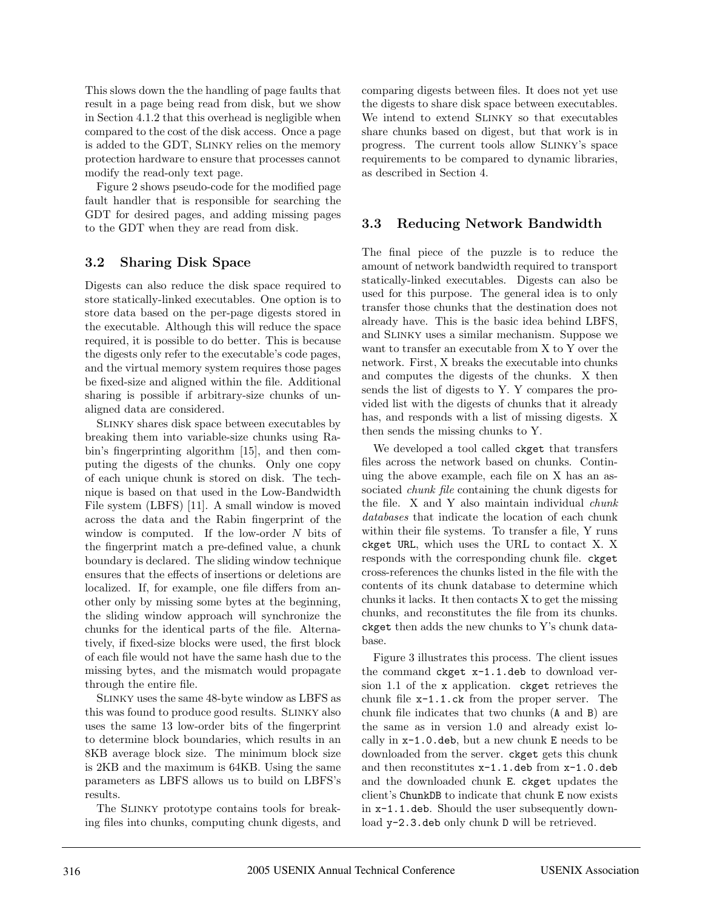This slows down the the handling of page faults that result in a page being read from disk, but we show in Section 4.1.2 that this overhead is negligible when compared to the cost of the disk access. Once a page is added to the GDT, Slinky relies on the memory protection hardware to ensure that processes cannot modify the read-only text page.

Figure 2 shows pseudo-code for the modified page fault handler that is responsible for searching the GDT for desired pages, and adding missing pages to the GDT when they are read from disk.

## 3.2 Sharing Disk Space

Digests can also reduce the disk space required to store statically-linked executables. One option is to store data based on the per-page digests stored in the executable. Although this will reduce the space required, it is possible to do better. This is because the digests only refer to the executable's code pages, and the virtual memory system requires those pages be fixed-size and aligned within the file. Additional sharing is possible if arbitrary-size chunks of unaligned data are considered.

Slinky shares disk space between executables by breaking them into variable-size chunks using Rabin's fingerprinting algorithm [15], and then computing the digests of the chunks. Only one copy of each unique chunk is stored on disk. The technique is based on that used in the Low-Bandwidth File system (LBFS) [11]. A small window is moved across the data and the Rabin fingerprint of the window is computed. If the low-order $N$ bits of the fingerprint match a pre-defined value, a chunk boundary is declared. The sliding window technique ensures that the effects of insertions or deletions are localized. If, for example, one file differs from another only by missing some bytes at the beginning, the sliding window approach will synchronize the chunks for the identical parts of the file. Alternatively, if fixed-size blocks were used, the first block of each file would not have the same hash due to the missing bytes, and the mismatch would propagate through the entire file.

Slinky uses the same 48-byte window as LBFS as this was found to produce good results. Slinky also uses the same 13 low-order bits of the fingerprint to determine block boundaries, which results in an 8KB average block size. The minimum block size is 2KB and the maximum is 64KB. Using the same parameters as LBFS allows us to build on LBFS's results.

The Slinky prototype contains tools for breaking files into chunks, computing chunk digests, and comparing digests between files. It does not yet use the digests to share disk space between executables. We intend to extend Slinky so that executables share chunks based on digest, but that work is in progress. The current tools allow Slinky's space requirements to be compared to dynamic libraries, as described in Section 4.

## 3.3 Reducing Network Bandwidth

The final piece of the puzzle is to reduce the amount of network bandwidth required to transport statically-linked executables. Digests can also be used for this purpose. The general idea is to only transfer those chunks that the destination does not already have. This is the basic idea behind LBFS, and Slinky uses a similar mechanism. Suppose we want to transfer an executable from X to Y over the network. First, X breaks the executable into chunks and computes the digests of the chunks. X then sends the list of digests to Y. Y compares the provided list with the digests of chunks that it already has, and responds with a list of missing digests. X then sends the missing chunks to Y.

We developed a tool called `ckget` that transfers files across the network based on chunks. Continuing the above example, each file on X has an associated *chunk file* containing the chunk digests for the file. X and Y also maintain individual *chunk databases* that indicate the location of each chunk within their file systems. To transfer a file, Y runs `ckget URL`, which uses the URL to contact X. X responds with the corresponding chunk file. `ckget` cross-references the chunks listed in the file with the contents of its chunk database to determine which chunks it lacks. It then contacts X to get the missing chunks, and reconstitutes the file from its chunks. `ckget` then adds the new chunks to Y's chunk database.

Figure 3 illustrates this process. The client issues the command `ckget x-1.1.deb` to download version 1.1 of the `x` application. `ckget` retrieves the chunk file `x-1.1.ck` from the proper server. The chunk file indicates that two chunks (`A` and `B`) are the same as in version 1.0 and already exist locally in `x-1.0.deb`, but a new chunk `E` needs to be downloaded from the server. `ckget` gets this chunk and then reconstitutes `x-1.1.deb` from `x-1.0.deb` and the downloaded chunk `E`. `ckget` updates the client's `ChunkDB` to indicate that chunk `E` now exists in `x-1.1.deb`. Should the user subsequently download `y-2.3.deb` only chunk `D` will be retrieved.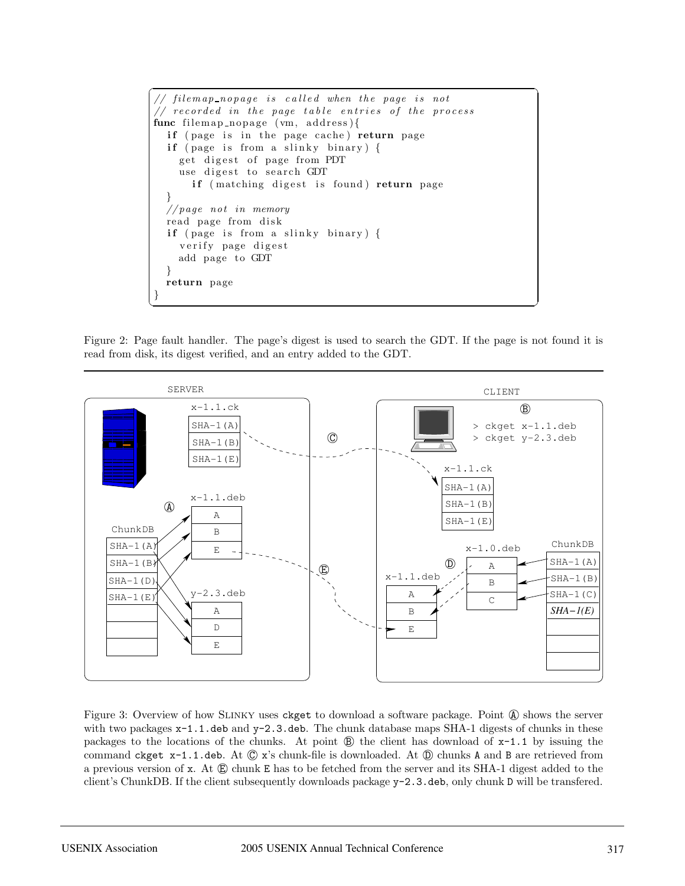```
// filemap_nopage is called when the page is not
// recorded in the page table entries of the process
func filemap_nopage (vm, address){
  if (page is in the page cache) return page
  if (page is from a slinky binary) {
    get digest of page from PDT
    use digest to search GDT
      if (matching digest is found) return page
  }
  //page not in memory
  read page from disk
  if (page is from a slinky binary) {
    verify page digest
    add page to GDT
  }
  return page
}
```

Figure 2: Page fault handler. The page's digest is used to search the GDT. If the page is not found it is read from disk, its digest verified, and an entry added to the GDT.

Figure 3: Overview of how SLINKY uses `ckget` to download a software package. Point Ⓐ shows the server with two packages `x-1.1.deb` and `y-2.3.deb`. The chunk database maps SHA-1 digests of chunks in these packages to the locations of the chunks. At point Ⓑ the client has download of `x-1.1` by issuing the command `ckget x-1.1.deb`. At Ⓒ `x`'s chunk-file is downloaded. At Ⓓ chunks `A` and `B` are retrieved from a previous version of `x`. At Ⓔ chunk `E` has to be fetched from the server and its SHA-1 digest added to the client's ChunkDB. If the client subsequently downloads package `y-2.3.deb`, only chunk `D` will be transfered.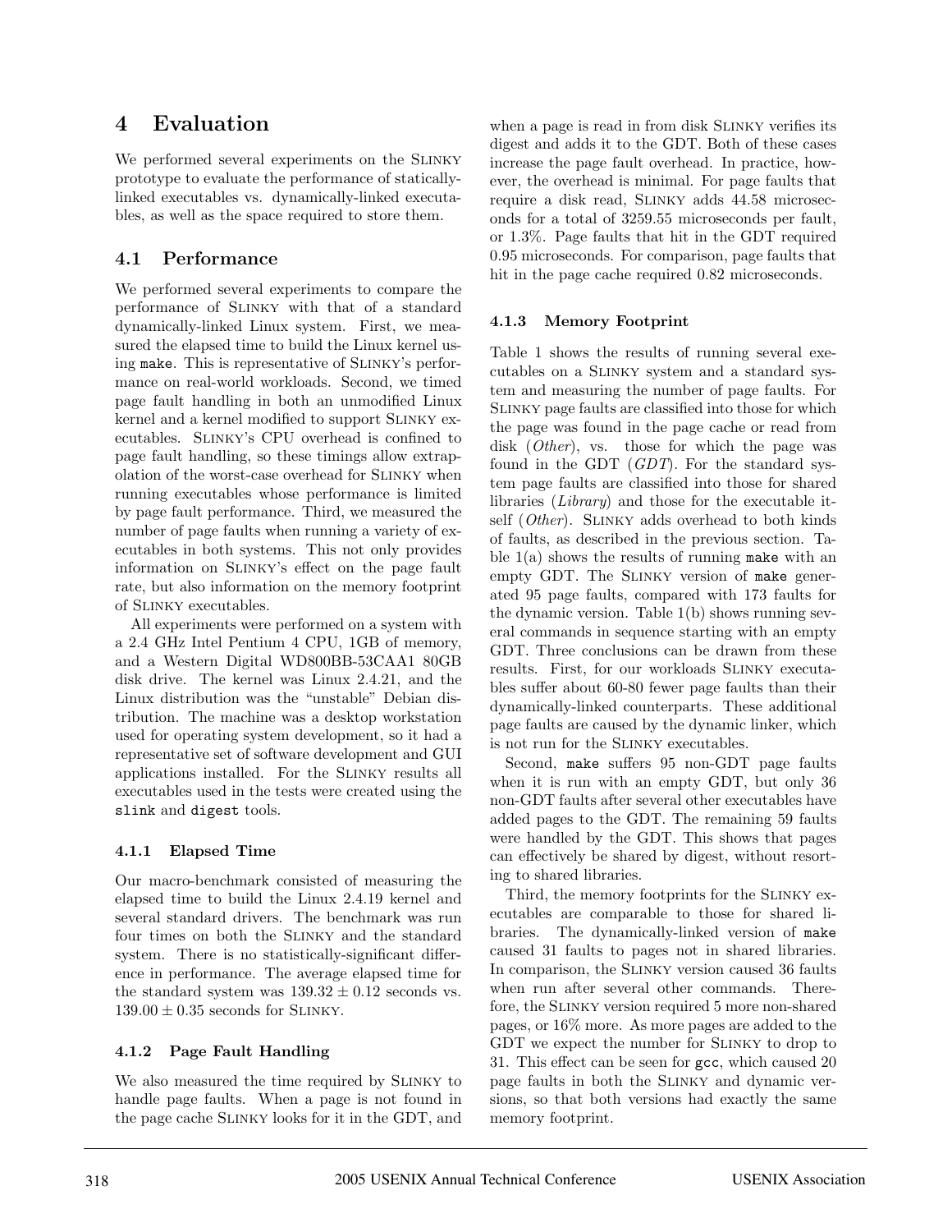# 4 Evaluation

We performed several experiments on the SLINKY prototype to evaluate the performance of statically-linked executables vs. dynamically-linked executables, as well as the space required to store them.

## 4.1 Performance

We performed several experiments to compare the performance of SLINKY with that of a standard dynamically-linked Linux system. First, we measured the elapsed time to build the Linux kernel using `make`. This is representative of SLINKY's performance on real-world workloads. Second, we timed page fault handling in both an unmodified Linux kernel and a kernel modified to support SLINKY executables. SLINKY's CPU overhead is confined to page fault handling, so these timings allow extrapolation of the worst-case overhead for SLINKY when running executables whose performance is limited by page fault performance. Third, we measured the number of page faults when running a variety of executables in both systems. This not only provides information on SLINKY's effect on the page fault rate, but also information on the memory footprint of SLINKY executables.

All experiments were performed on a system with a 2.4 GHz Intel Pentium 4 CPU, 1GB of memory, and a Western Digital WD800BB-53CAA1 80GB disk drive. The kernel was Linux 2.4.21, and the Linux distribution was the "unstable" Debian distribution. The machine was a desktop workstation used for operating system development, so it had a representative set of software development and GUI applications installed. For the SLINKY results all executables used in the tests were created using the `slink` and `digest` tools.

### 4.1.1 Elapsed Time

Our macro-benchmark consisted of measuring the elapsed time to build the Linux 2.4.19 kernel and several standard drivers. The benchmark was run four times on both the SLINKY and the standard system. There is no statistically-significant difference in performance. The average elapsed time for the standard system was $139.32 \pm 0.12$ seconds vs. $139.00 \pm 0.35$ seconds for SLINKY.

### 4.1.2 Page Fault Handling

We also measured the time required by SLINKY to handle page faults. When a page is not found in the page cache SLINKY looks for it in the GDT, and when a page is read in from disk SLINKY verifies its digest and adds it to the GDT. Both of these cases increase the page fault overhead. In practice, however, the overhead is minimal. For page faults that require a disk read, SLINKY adds 44.58 microseconds for a total of 3259.55 microseconds per fault, or 1.3%. Page faults that hit in the GDT required 0.95 microseconds. For comparison, page faults that hit in the page cache required 0.82 microseconds.

### 4.1.3 Memory Footprint

Table 1 shows the results of running several executables on a SLINKY system and a standard system and measuring the number of page faults. For SLINKY page faults are classified into those for which the page was found in the page cache or read from disk (*Other*), vs. those for which the page was found in the GDT (*GDT*). For the standard system page faults are classified into those for shared libraries (*Library*) and those for the executable itself (*Other*). SLINKY adds overhead to both kinds of faults, as described in the previous section. Table 1(a) shows the results of running `make` with an empty GDT. The SLINKY version of `make` generated 95 page faults, compared with 173 faults for the dynamic version. Table 1(b) shows running several commands in sequence starting with an empty GDT. Three conclusions can be drawn from these results. First, for our workloads SLINKY executables suffer about 60-80 fewer page faults than their dynamically-linked counterparts. These additional page faults are caused by the dynamic linker, which is not run for the SLINKY executables.

Second, `make` suffers 95 non-GDT page faults when it is run with an empty GDT, but only 36 non-GDT faults after several other executables have added pages to the GDT. The remaining 59 faults were handled by the GDT. This shows that pages can effectively be shared by digest, without resorting to shared libraries.

Third, the memory footprints for the SLINKY executables are comparable to those for shared libraries. The dynamically-linked version of `make` caused 31 faults to pages not in shared libraries. In comparison, the SLINKY version caused 36 faults when run after several other commands. Therefore, the SLINKY version required 5 more non-shared pages, or 16% more. As more pages are added to the GDT we expect the number for SLINKY to drop to 31. This effect can be seen for `gcc`, which caused 20 page faults in both the SLINKY and dynamic versions, so that both versions had exactly the same memory footprint.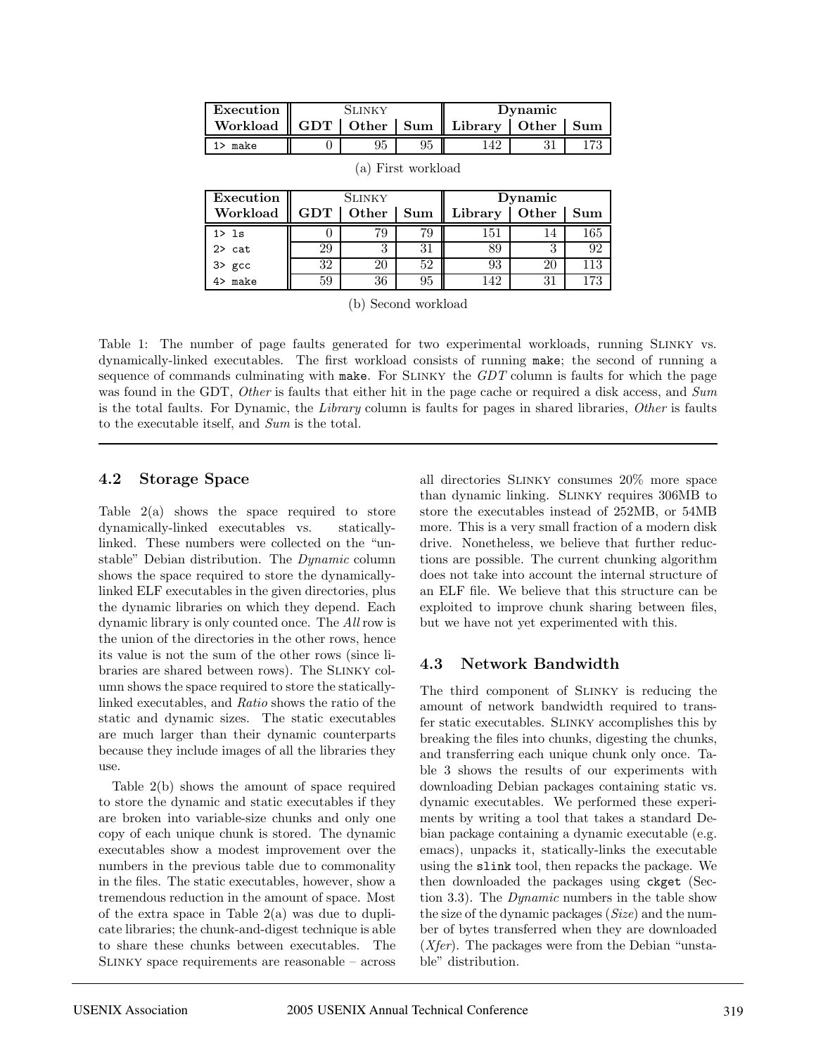| Execution | Slinky | | | Dynamic | | |
|---|---|---|---|---|---|---|
| Workload | GDT | Other | Sum | Library | Other | Sum |
| `1> make` | 0 | 95 | 95 | 142 | 31 | 173 |

(a) First workload

| Execution | Slinky | | | Dynamic | | |
|---|---|---|---|---|---|---|
| Workload | GDT | Other | Sum | Library | Other | Sum |
| `1> ls` | 0 | 79 | 79 | 151 | 14 | 165 |
| `2> cat` | 29 | 3 | 31 | 89 | 3 | 92 |
| `3> gcc` | 32 | 20 | 52 | 93 | 20 | 113 |
| `4> make` | 59 | 36 | 95 | 142 | 31 | 173 |

(b) Second workload

Table 1: The number of page faults generated for two experimental workloads, running Slinky vs. dynamically-linked executables. The first workload consists of running `make`; the second of running a sequence of commands culminating with `make`. For Slinky the *GDT* column is faults for which the page was found in the GDT, *Other* is faults that either hit in the page cache or required a disk access, and *Sum* is the total faults. For Dynamic, the *Library* column is faults for pages in shared libraries, *Other* is faults to the executable itself, and *Sum* is the total.

## 4.2 Storage Space

Table 2(a) shows the space required to store dynamically-linked executables vs. statically-linked. These numbers were collected on the "unstable" Debian distribution. The *Dynamic* column shows the space required to store the dynamically-linked ELF executables in the given directories, plus the dynamic libraries on which they depend. Each dynamic library is only counted once. The *All* row is the union of the directories in the other rows, hence its value is not the sum of the other rows (since libraries are shared between rows). The Slinky column shows the space required to store the statically-linked executables, and *Ratio* shows the ratio of the static and dynamic sizes. The static executables are much larger than their dynamic counterparts because they include images of all the libraries they use.

Table 2(b) shows the amount of space required to store the dynamic and static executables if they are broken into variable-size chunks and only one copy of each unique chunk is stored. The dynamic executables show a modest improvement over the numbers in the previous table due to commonality in the files. The static executables, however, show a tremendous reduction in the amount of space. Most of the extra space in Table 2(a) was due to duplicate libraries; the chunk-and-digest technique is able to share these chunks between executables. The Slinky space requirements are reasonable – across all directories Slinky consumes 20% more space than dynamic linking. Slinky requires 306MB to store the executables instead of 252MB, or 54MB more. This is a very small fraction of a modern disk drive. Nonetheless, we believe that further reductions are possible. The current chunking algorithm does not take into account the internal structure of an ELF file. We believe that this structure can be exploited to improve chunk sharing between files, but we have not yet experimented with this.

## 4.3 Network Bandwidth

The third component of Slinky is reducing the amount of network bandwidth required to transfer static executables. Slinky accomplishes this by breaking the files into chunks, digesting the chunks, and transferring each unique chunk only once. Table 3 shows the results of our experiments with downloading Debian packages containing static vs. dynamic executables. We performed these experiments by writing a tool that takes a standard Debian package containing a dynamic executable (e.g. emacs), unpacks it, statically-links the executable using the `slink` tool, then repacks the package. We then downloaded the packages using `ckget` (Section 3.3). The *Dynamic* numbers in the table show the size of the dynamic packages (*Size*) and the number of bytes transferred when they are downloaded (*Xfer*). The packages were from the Debian "unstable" distribution.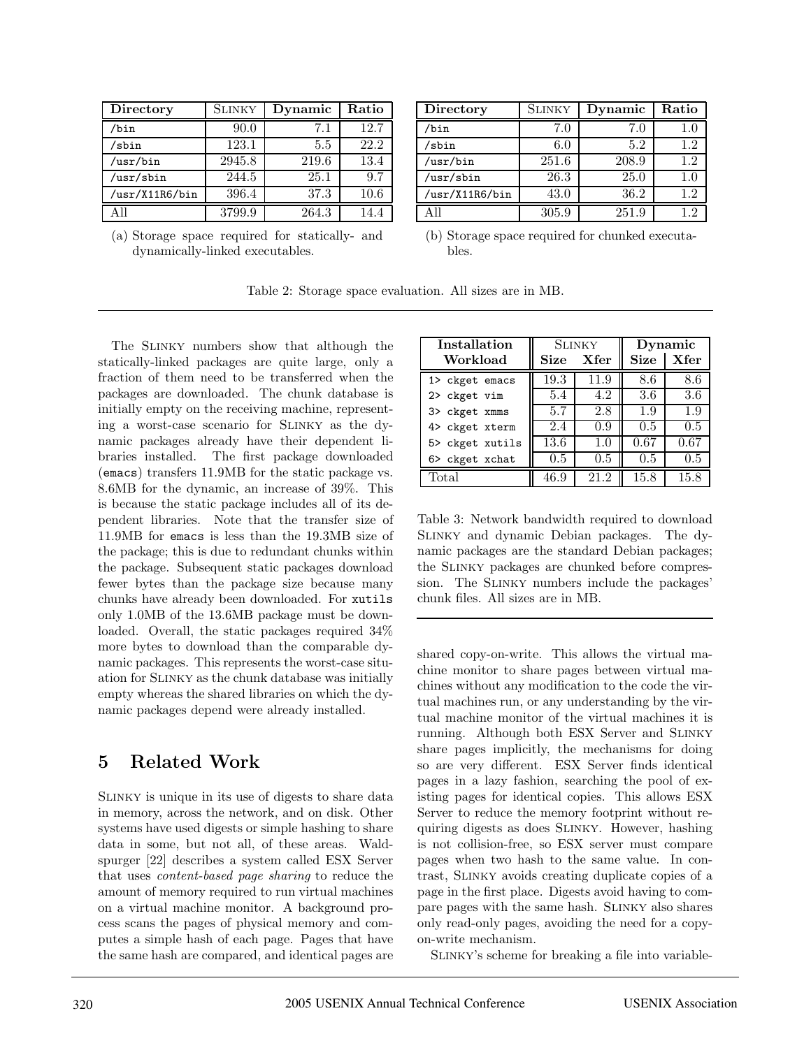| Directory | Slinky | Dynamic | Ratio |
|---|---|---|---|
| /bin | 90.0 | 7.1 | 12.7 |
| /sbin | 123.1 | 5.5 | 22.2 |
| /usr/bin | 2945.8 | 219.6 | 13.4 |
| /usr/sbin | 244.5 | 25.1 | 9.7 |
| /usr/X11R6/bin | 396.4 | 37.3 | 10.6 |
| All | 3799.9 | 264.3 | 14.4 |

(a) Storage space required for statically- and dynamically-linked executables.

| Directory | Slinky | Dynamic | Ratio |
|---|---|---|---|
| /bin | 7.0 | 7.0 | 1.0 |
| /sbin | 6.0 | 5.2 | 1.2 |
| /usr/bin | 251.6 | 208.9 | 1.2 |
| /usr/sbin | 26.3 | 25.0 | 1.0 |
| /usr/X11R6/bin | 43.0 | 36.2 | 1.2 |
| All | 305.9 | 251.9 | 1.2 |

(b) Storage space required for chunked executables.

Table 2: Storage space evaluation. All sizes are in MB.

The Slinky numbers show that although the statically-linked packages are quite large, only a fraction of them need to be transferred when the packages are downloaded. The chunk database is initially empty on the receiving machine, representing a worst-case scenario for Slinky as the dynamic packages already have their dependent libraries installed. The first package downloaded (emacs) transfers 11.9MB for the static package vs. 8.6MB for the dynamic, an increase of 39%. This is because the static package includes all of its dependent libraries. Note that the transfer size of 11.9MB for emacs is less than the 19.3MB size of the package; this is due to redundant chunks within the package. Subsequent static packages download fewer bytes than the package size because many chunks have already been downloaded. For xutils only 1.0MB of the 13.6MB package must be downloaded. Overall, the static packages required 34% more bytes to download than the comparable dynamic packages. This represents the worst-case situation for Slinky as the chunk database was initially empty whereas the shared libraries on which the dynamic packages depend were already installed.

| Installation Workload | Slinky | | Dynamic | |
|---|---|---|---|---|
| | Size | Xfer | Size | Xfer |
| 1> ckget emacs | 19.3 | 11.9 | 8.6 | 8.6 |
| 2> ckget vim | 5.4 | 4.2 | 3.6 | 3.6 |
| 3> ckget xmms | 5.7 | 2.8 | 1.9 | 1.9 |
| 4> ckget xterm | 2.4 | 0.9 | 0.5 | 0.5 |
| 5> ckget xutils | 13.6 | 1.0 | 0.67 | 0.67 |
| 6> ckget xchat | 0.5 | 0.5 | 0.5 | 0.5 |
| Total | 46.9 | 21.2 | 15.8 | 15.8 |

Table 3: Network bandwidth required to download Slinky and dynamic Debian packages. The dynamic packages are the standard Debian packages; the Slinky packages are chunked before compression. The Slinky numbers include the packages' chunk files. All sizes are in MB.

## 5 Related Work

Slinky is unique in its use of digests to share data in memory, across the network, and on disk. Other systems have used digests or simple hashing to share data in some, but not all, of these areas. Waldspurger [22] describes a system called ESX Server that uses *content-based page sharing* to reduce the amount of memory required to run virtual machines on a virtual machine monitor. A background process scans the pages of physical memory and computes a simple hash of each page. Pages that have the same hash are compared, and identical pages are shared copy-on-write. This allows the virtual machine monitor to share pages between virtual machines without any modification to the code the virtual machines run, or any understanding by the virtual machine monitor of the virtual machines it is running. Although both ESX Server and Slinky share pages implicitly, the mechanisms for doing so are very different. ESX Server finds identical pages in a lazy fashion, searching the pool of existing pages for identical copies. This allows ESX Server to reduce the memory footprint without requiring digests as does Slinky. However, hashing is not collision-free, so ESX server must compare pages when two hash to the same value. In contrast, Slinky avoids creating duplicate copies of a page in the first place. Digests avoid having to compare pages with the same hash. Slinky also shares only read-only pages, avoiding the need for a copy-on-write mechanism.

Slinky's scheme for breaking a file into variable-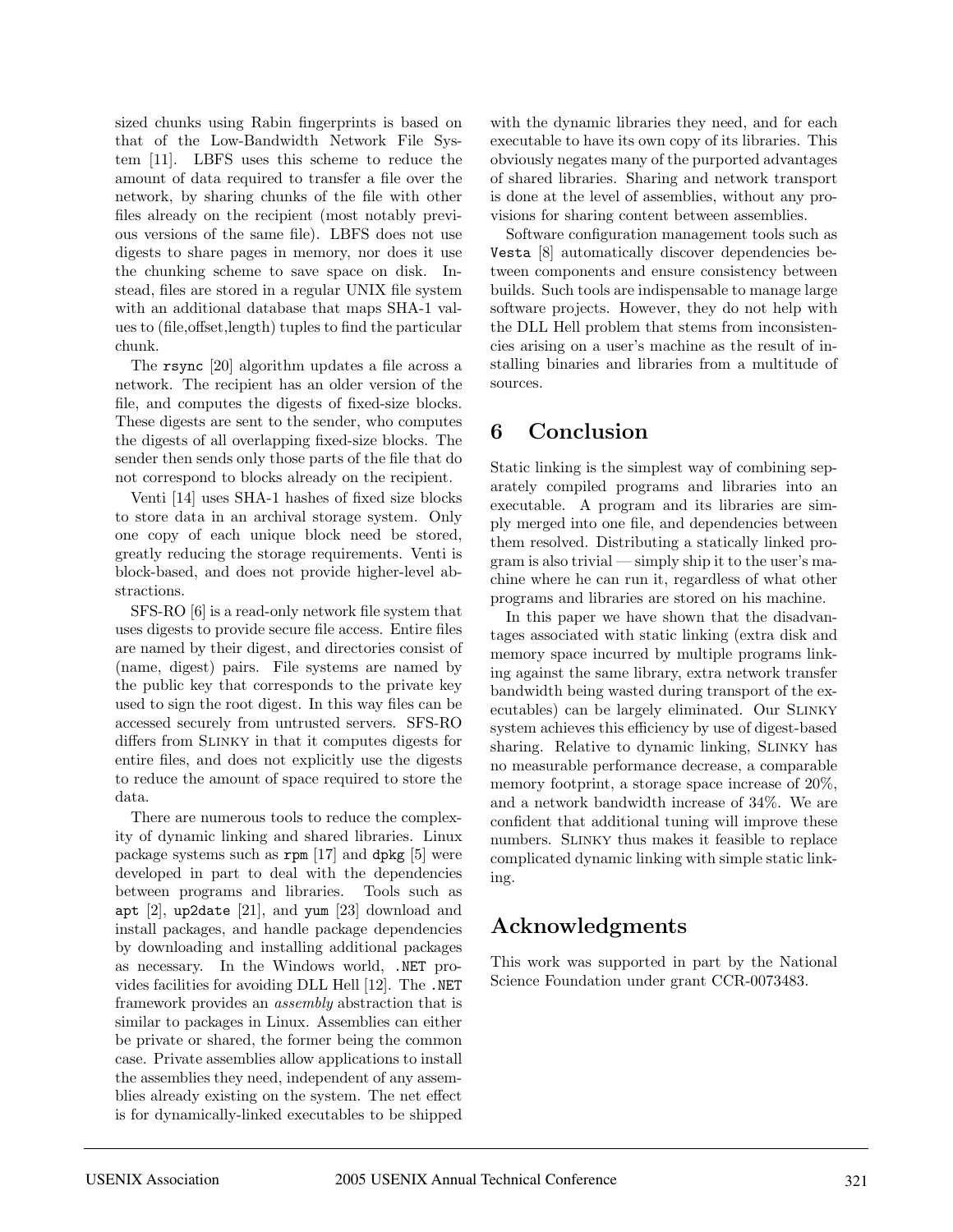sized chunks using Rabin fingerprints is based on that of the Low-Bandwidth Network File System [11]. LBFS uses this scheme to reduce the amount of data required to transfer a file over the network, by sharing chunks of the file with other files already on the recipient (most notably previous versions of the same file). LBFS does not use digests to share pages in memory, nor does it use the chunking scheme to save space on disk. Instead, files are stored in a regular UNIX file system with an additional database that maps SHA-1 values to (file,offset,length) tuples to find the particular chunk.

The `rsync` [20] algorithm updates a file across a network. The recipient has an older version of the file, and computes the digests of fixed-size blocks. These digests are sent to the sender, who computes the digests of all overlapping fixed-size blocks. The sender then sends only those parts of the file that do not correspond to blocks already on the recipient.

Venti [14] uses SHA-1 hashes of fixed size blocks to store data in an archival storage system. Only one copy of each unique block need be stored, greatly reducing the storage requirements. Venti is block-based, and does not provide higher-level abstractions.

SFS-RO [6] is a read-only network file system that uses digests to provide secure file access. Entire files are named by their digest, and directories consist of (name, digest) pairs. File systems are named by the public key that corresponds to the private key used to sign the root digest. In this way files can be accessed securely from untrusted servers. SFS-RO differs from Slinky in that it computes digests for entire files, and does not explicitly use the digests to reduce the amount of space required to store the data.

There are numerous tools to reduce the complexity of dynamic linking and shared libraries. Linux package systems such as `rpm` [17] and `dpkg` [5] were developed in part to deal with the dependencies between programs and libraries. Tools such as `apt` [2], `up2date` [21], and `yum` [23] download and install packages, and handle package dependencies by downloading and installing additional packages as necessary. In the Windows world, `.NET` provides facilities for avoiding DLL Hell [12]. The `.NET` framework provides an *assembly* abstraction that is similar to packages in Linux. Assemblies can either be private or shared, the former being the common case. Private assemblies allow applications to install the assemblies they need, independent of any assemblies already existing on the system. The net effect is for dynamically-linked executables to be shipped with the dynamic libraries they need, and for each executable to have its own copy of its libraries. This obviously negates many of the purported advantages of shared libraries. Sharing and network transport is done at the level of assemblies, without any provisions for sharing content between assemblies.

Software configuration management tools such as `Vesta` [8] automatically discover dependencies between components and ensure consistency between builds. Such tools are indispensable to manage large software projects. However, they do not help with the DLL Hell problem that stems from inconsistencies arising on a user's machine as the result of installing binaries and libraries from a multitude of sources.

## 6 Conclusion

Static linking is the simplest way of combining separately compiled programs and libraries into an executable. A program and its libraries are simply merged into one file, and dependencies between them resolved. Distributing a statically linked program is also trivial — simply ship it to the user's machine where he can run it, regardless of what other programs and libraries are stored on his machine.

In this paper we have shown that the disadvantages associated with static linking (extra disk and memory space incurred by multiple programs linking against the same library, extra network transfer bandwidth being wasted during transport of the executables) can be largely eliminated. Our Slinky system achieves this efficiency by use of digest-based sharing. Relative to dynamic linking, Slinky has no measurable performance decrease, a comparable memory footprint, a storage space increase of 20%, and a network bandwidth increase of 34%. We are confident that additional tuning will improve these numbers. Slinky thus makes it feasible to replace complicated dynamic linking with simple static linking.

## Acknowledgments

This work was supported in part by the National Science Foundation under grant CCR-0073483.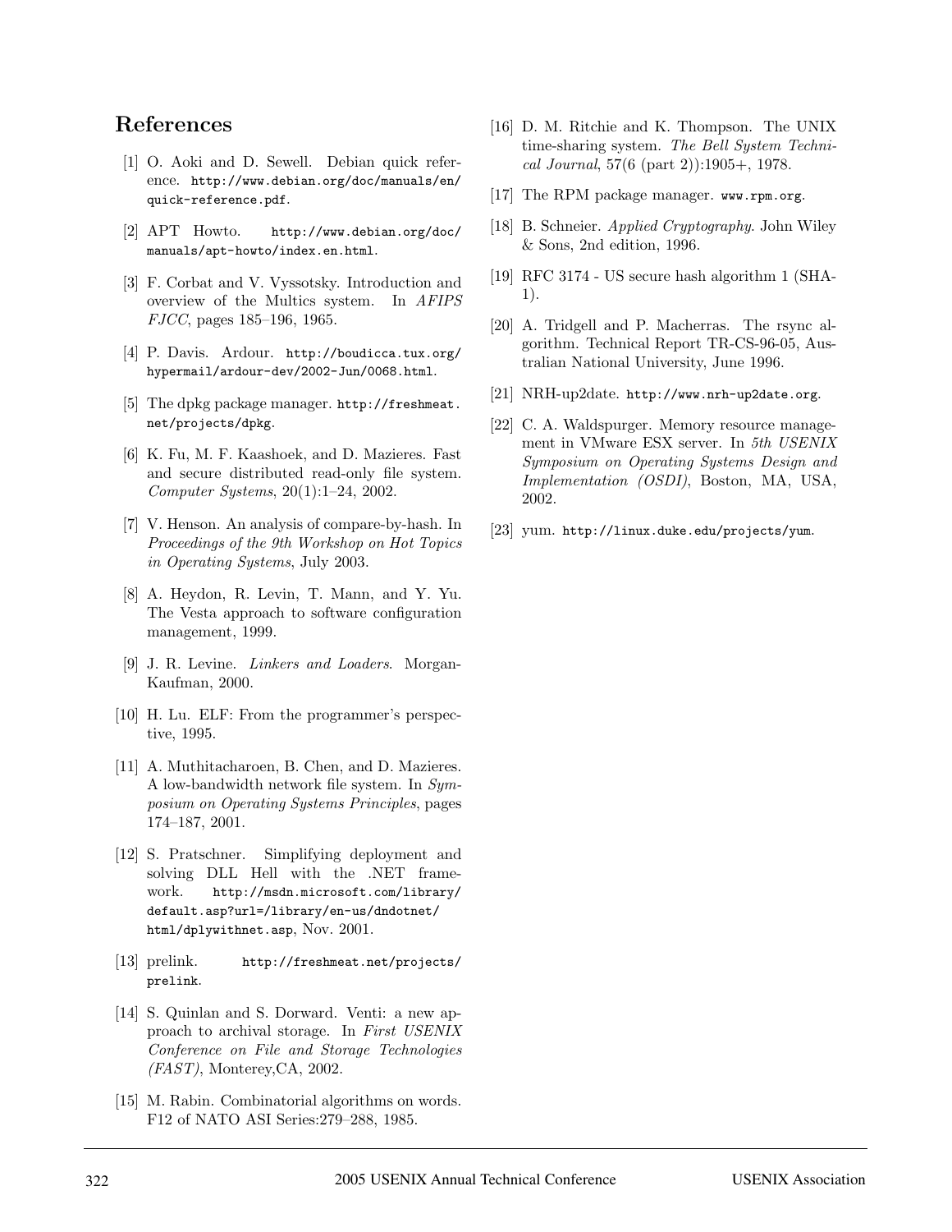## References

[1] O. Aoki and D. Sewell. Debian quick reference. http://www.debian.org/doc/manuals/en/quick-reference.pdf.

[2] APT Howto. http://www.debian.org/doc/manuals/apt-howto/index.en.html.

[3] F. Corbat and V. Vyssotsky. Introduction and overview of the Multics system. In *AFIPS FJCC*, pages 185–196, 1965.

[4] P. Davis. Ardour. http://boudicca.tux.org/hypermail/ardour-dev/2002-Jun/0068.html.

[5] The dpkg package manager. http://freshmeat.net/projects/dpkg.

[6] K. Fu, M. F. Kaashoek, and D. Mazieres. Fast and secure distributed read-only file system. *Computer Systems*, 20(1):1–24, 2002.

[7] V. Henson. An analysis of compare-by-hash. In *Proceedings of the 9th Workshop on Hot Topics in Operating Systems*, July 2003.

[8] A. Heydon, R. Levin, T. Mann, and Y. Yu. The Vesta approach to software configuration management, 1999.

[9] J. R. Levine. *Linkers and Loaders*. Morgan-Kaufman, 2000.

[10] H. Lu. ELF: From the programmer's perspective, 1995.

[11] A. Muthitacharoen, B. Chen, and D. Mazieres. A low-bandwidth network file system. In *Symposium on Operating Systems Principles*, pages 174–187, 2001.

[12] S. Pratschner. Simplifying deployment and solving DLL Hell with the .NET framework. http://msdn.microsoft.com/library/default.asp?url=/library/en-us/dndotnet/html/dplywithnet.asp, Nov. 2001.

[13] prelink. http://freshmeat.net/projects/prelink.

[14] S. Quinlan and S. Dorward. Venti: a new approach to archival storage. In *First USENIX Conference on File and Storage Technologies (FAST)*, Monterey,CA, 2002.

[15] M. Rabin. Combinatorial algorithms on words. F12 of NATO ASI Series:279–288, 1985.

[16] D. M. Ritchie and K. Thompson. The UNIX time-sharing system. *The Bell System Technical Journal*, 57(6 (part 2)):1905+, 1978.

[17] The RPM package manager. www.rpm.org.

[18] B. Schneier. *Applied Cryptography*. John Wiley & Sons, 2nd edition, 1996.

[19] RFC 3174 - US secure hash algorithm 1 (SHA-1).

[20] A. Tridgell and P. Macherras. The rsync algorithm. Technical Report TR-CS-96-05, Australian National University, June 1996.

[21] NRH-up2date. http://www.nrh-up2date.org.

[22] C. A. Waldspurger. Memory resource management in VMware ESX server. In *5th USENIX Symposium on Operating Systems Design and Implementation (OSDI)*, Boston, MA, USA, 2002.

[23] yum. http://linux.duke.edu/projects/yum.